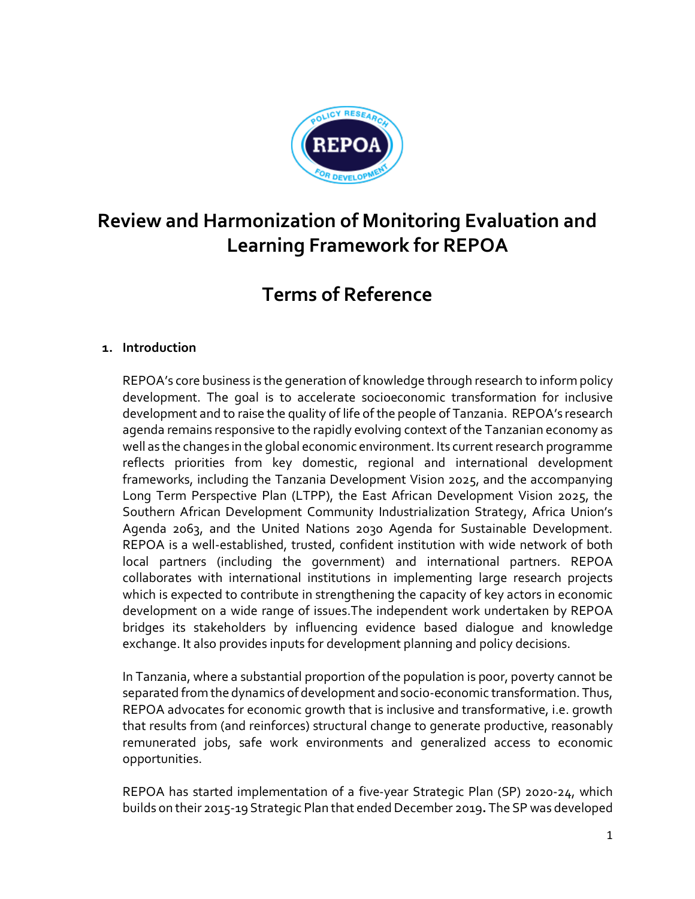# Review and Harmonization of Monitoring Evaluation and Learning Framework for REPOA

# Terms of Reference

## 1. Introduction

REPOA's core business is the generation of knowledge through research to inform policy development. The goal is to accelerate socioeconomic transformation for inclusive development and to raise the quality of life of the people of Tanzania. REPOA's research agenda remains responsive to the rapidly evolving context of the Tanzanian economy as well as the changes in the global economic environment. Its current research programme reflects priorities from key domestic, regional and international development frameworks, including the Tanzania Development Vision 2025, and the accompanying Long Term Perspective Plan (LTPP), the East African Development Vision 2025, the Southern African Development Community Industrialization Strategy, Africa Union's Agenda 2063, and the United Nations 2030 Agenda for Sustainable Development. REPOA is a well-established, trusted, confident institution with wide network of both local partners (including the government) and international partners. REPOA collaborates with international institutions in implementing large research projects which is expected to contribute in strengthening the capacity of key actors in economic development on a wide range of issues.The independent work undertaken by REPOA bridges its stakeholders by influencing evidence based dialogue and knowledge exchange. It also provides inputs for development planning and policy decisions.

In Tanzania, where a substantial proportion of the population is poor, poverty cannot be separated from the dynamics of development and socio-economic transformation. Thus, REPOA advocates for economic growth that is inclusive and transformative, i.e. growth that results from (and reinforces) structural change to generate productive, reasonably remunerated jobs, safe work environments and generalized access to economic opportunities.

REPOA has started implementation of a five-year Strategic Plan (SP) 2020-24, which builds on their 2015-19 Strategic Plan that ended December 2019**.** The SP was developed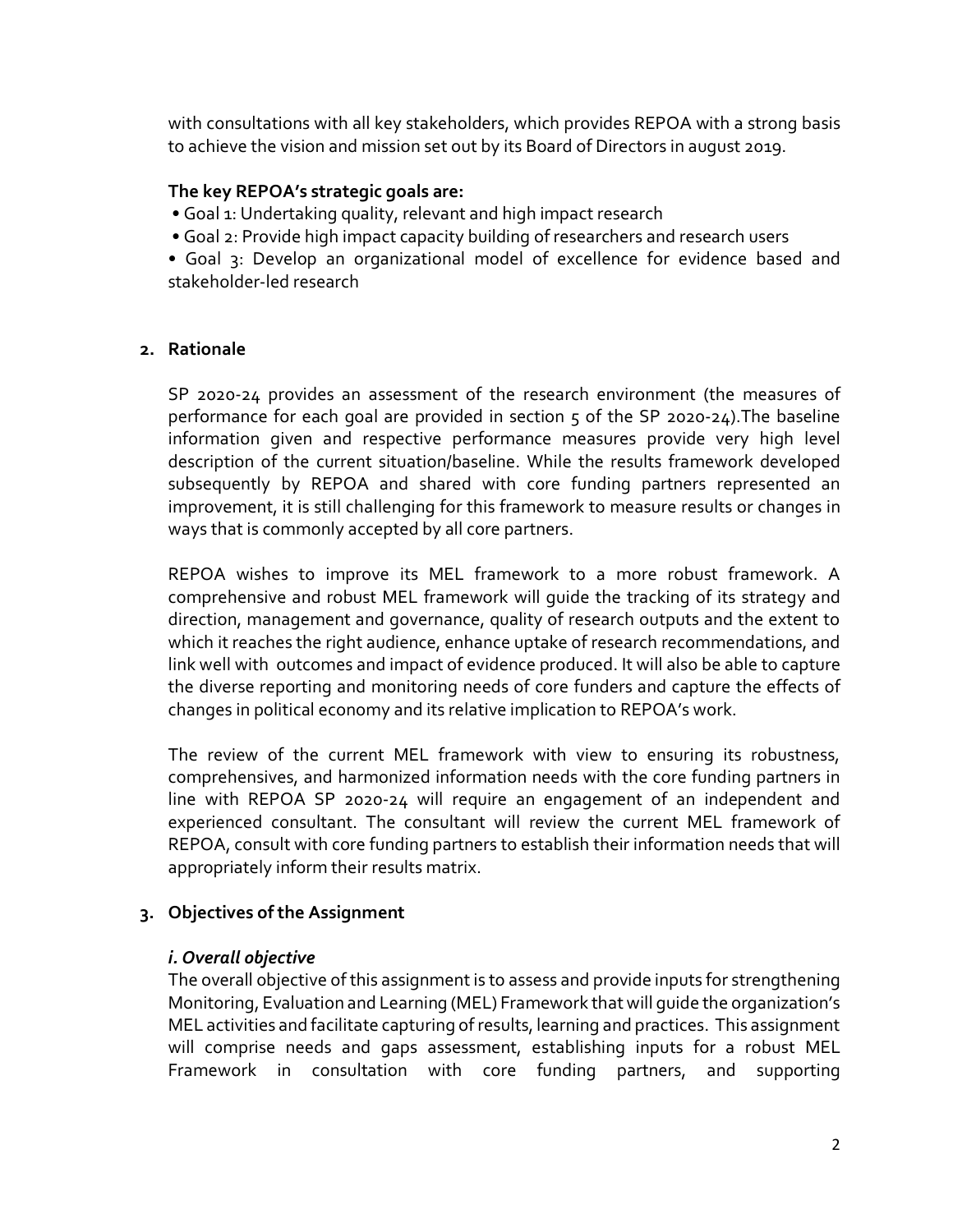with consultations with all key stakeholders, which provides REPOA with a strong basis to achieve the vision and mission set out by its Board of Directors in august 2019.

**The key REPOA's strategic goals are:**

- Goal 1: Undertaking quality, relevant and high impact research
- Goal 2: Provide high impact capacity building of researchers and research users
- Goal 3: Develop an organizational model of excellence for evidence based and stakeholder-led research

## 2. Rationale

SP 2020-24 provides an assessment of the research environment (the measures of performance for each goal are provided in section 5 of the SP 2020-24).The baseline information given and respective performance measures provide very high level description of the current situation/baseline. While the results framework developed subsequently by REPOA and shared with core funding partners represented an improvement, it is still challenging for this framework to measure results or changes in ways that is commonly accepted by all core partners.

REPOA wishes to improve its MEL framework to a more robust framework. A comprehensive and robust MEL framework will guide the tracking of its strategy and direction, management and governance, quality of research outputs and the extent to which it reaches the right audience, enhance uptake of research recommendations, and link well with outcomes and impact of evidence produced. It will also be able to capture the diverse reporting and monitoring needs of core funders and capture the effects of changes in political economy and its relative implication to REPOA's work.

The review of the current MEL framework with view to ensuring its robustness, comprehensives, and harmonized information needs with the core funding partners in line with REPOA SP 2020-24 will require an engagement of an independent and experienced consultant. The consultant will review the current MEL framework of REPOA, consult with core funding partners to establish their information needs that will appropriately inform their results matrix.

## 3. Objectives of the Assignment

### *i. Overall objective*

The overall objective of this assignment is to assess and provide inputs for strengthening Monitoring, Evaluation and Learning (MEL) Framework that will guide the organization's MEL activities and facilitate capturing of results, learning and practices. This assignment will comprise needs and gaps assessment, establishing inputs for a robust MEL Framework in consultation with core funding partners, and supporting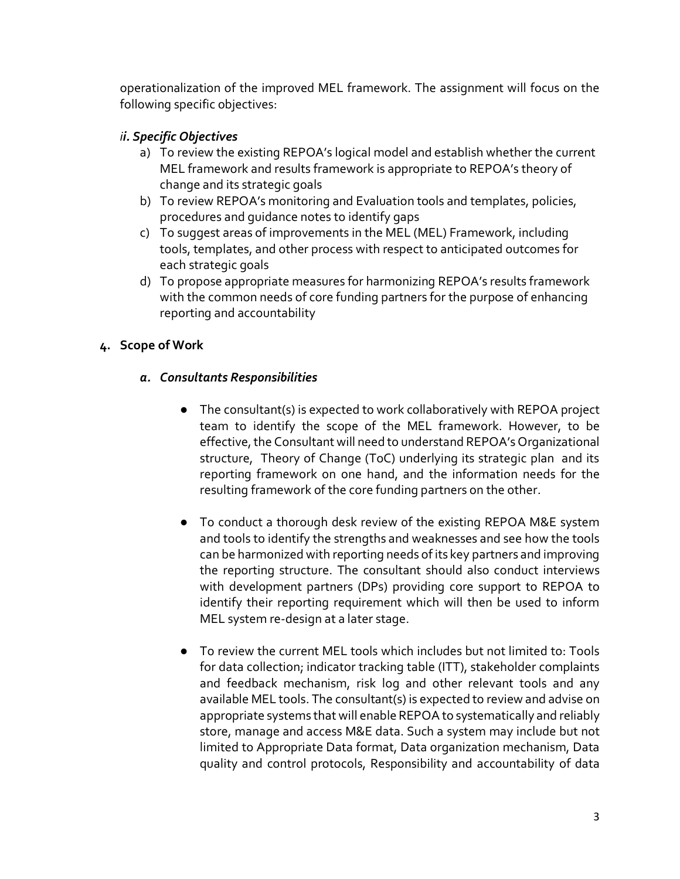operationalization of the improved MEL framework. The assignment will focus on the following specific objectives:

### *ii. Specific Objectives*

a) To review the existing REPOA's logical model and establish whether the current MEL framework and results framework is appropriate to REPOA's theory of change and its strategic goals
b) To review REPOA's monitoring and Evaluation tools and templates, policies, procedures and guidance notes to identify gaps
c) To suggest areas of improvements in the MEL (MEL) Framework, including tools, templates, and other process with respect to anticipated outcomes for each strategic goals
d) To propose appropriate measures for harmonizing REPOA's results framework with the common needs of core funding partners for the purpose of enhancing reporting and accountability

## 4. Scope of Work

### *a. Consultants Responsibilities*

- The consultant(s) is expected to work collaboratively with REPOA project team to identify the scope of the MEL framework. However, to be effective, the Consultant will need to understand REPOA's Organizational structure, Theory of Change (ToC) underlying its strategic plan and its reporting framework on one hand, and the information needs for the resulting framework of the core funding partners on the other.

- To conduct a thorough desk review of the existing REPOA M&E system and tools to identify the strengths and weaknesses and see how the tools can be harmonized with reporting needs of its key partners and improving the reporting structure. The consultant should also conduct interviews with development partners (DPs) providing core support to REPOA to identify their reporting requirement which will then be used to inform MEL system re-design at a later stage.

- To review the current MEL tools which includes but not limited to: Tools for data collection; indicator tracking table (ITT), stakeholder complaints and feedback mechanism, risk log and other relevant tools and any available MEL tools. The consultant(s) is expected to review and advise on appropriate systems that will enable REPOA to systematically and reliably store, manage and access M&E data. Such a system may include but not limited to Appropriate Data format, Data organization mechanism, Data quality and control protocols, Responsibility and accountability of data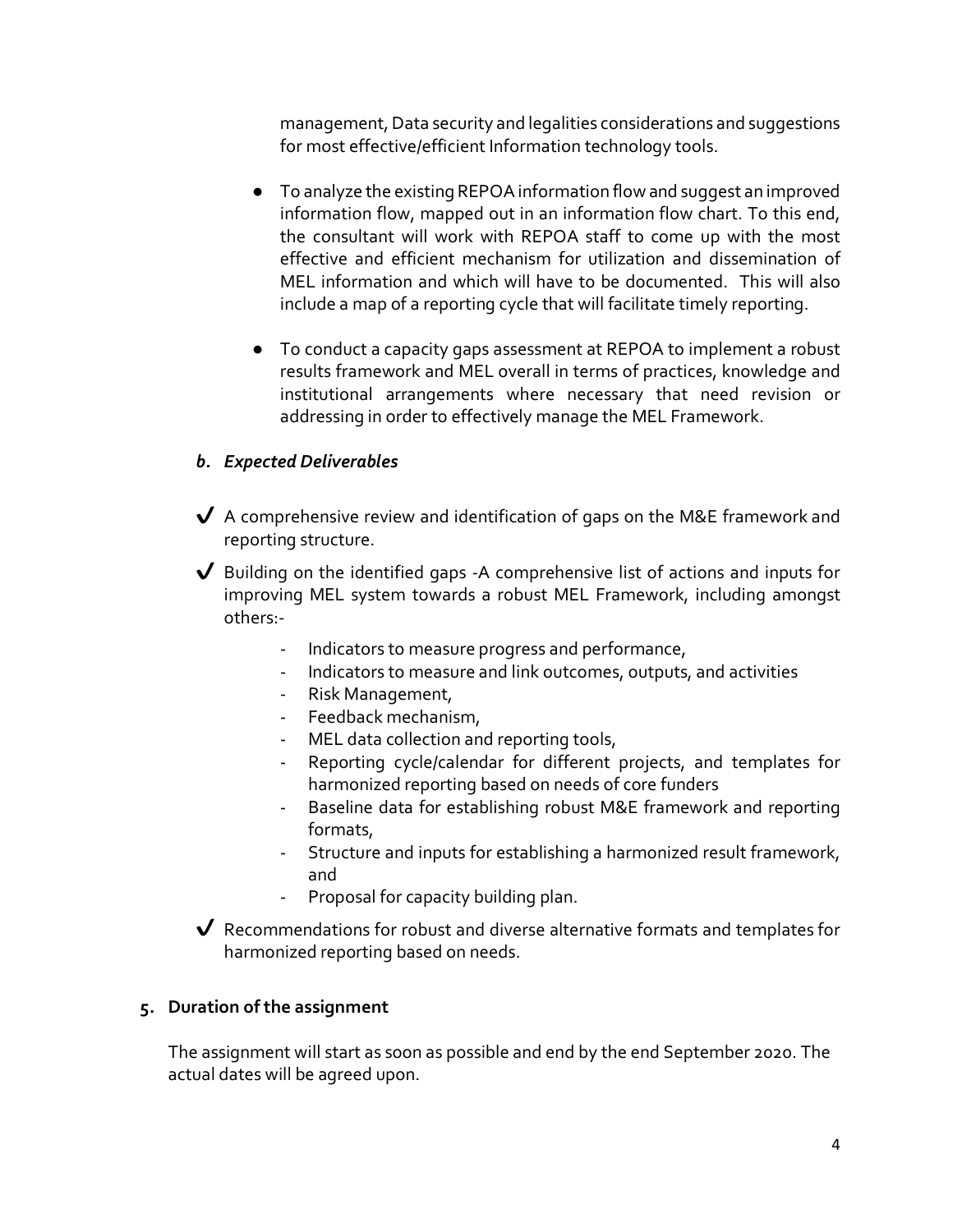management, Data security and legalities considerations and suggestions for most effective/efficient Information technology tools.

- To analyze the existing REPOA information flow and suggest an improved information flow, mapped out in an information flow chart. To this end, the consultant will work with REPOA staff to come up with the most effective and efficient mechanism for utilization and dissemination of MEL information and which will have to be documented. This will also include a map of a reporting cycle that will facilitate timely reporting.
- To conduct a capacity gaps assessment at REPOA to implement a robust results framework and MEL overall in terms of practices, knowledge and institutional arrangements where necessary that need revision or addressing in order to effectively manage the MEL Framework.

### *b. Expected Deliverables*

- ✔ A comprehensive review and identification of gaps on the M&E framework and reporting structure.
- ✔ Building on the identified gaps -A comprehensive list of actions and inputs for improving MEL system towards a robust MEL Framework, including amongst others:-
    - Indicators to measure progress and performance,
    - Indicators to measure and link outcomes, outputs, and activities
    - Risk Management,
    - Feedback mechanism,
    - MEL data collection and reporting tools,
    - Reporting cycle/calendar for different projects, and templates for harmonized reporting based on needs of core funders
    - Baseline data for establishing robust M&E framework and reporting formats,
    - Structure and inputs for establishing a harmonized result framework, and
    - Proposal for capacity building plan.
- ✔ Recommendations for robust and diverse alternative formats and templates for harmonized reporting based on needs.

## 5. Duration of the assignment

The assignment will start as soon as possible and end by the end September 2020. The actual dates will be agreed upon.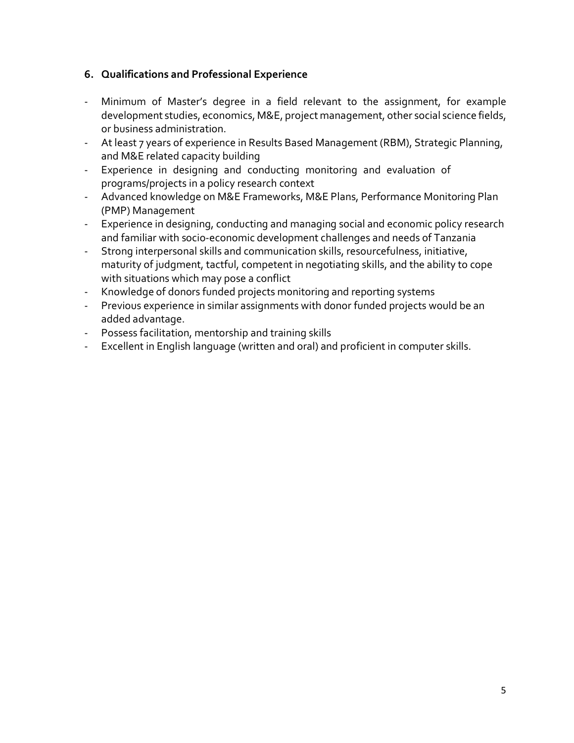### 6. Qualifications and Professional Experience

- Minimum of Master's degree in a field relevant to the assignment, for example development studies, economics, M&E, project management, other social science fields, or business administration.
- At least 7 years of experience in Results Based Management (RBM), Strategic Planning, and M&E related capacity building
- Experience in designing and conducting monitoring and evaluation of programs/projects in a policy research context
- Advanced knowledge on M&E Frameworks, M&E Plans, Performance Monitoring Plan (PMP) Management
- Experience in designing, conducting and managing social and economic policy research and familiar with socio-economic development challenges and needs of Tanzania
- Strong interpersonal skills and communication skills, resourcefulness, initiative, maturity of judgment, tactful, competent in negotiating skills, and the ability to cope with situations which may pose a conflict
- Knowledge of donors funded projects monitoring and reporting systems
- Previous experience in similar assignments with donor funded projects would be an added advantage.
- Possess facilitation, mentorship and training skills
- Excellent in English language (written and oral) and proficient in computer skills.